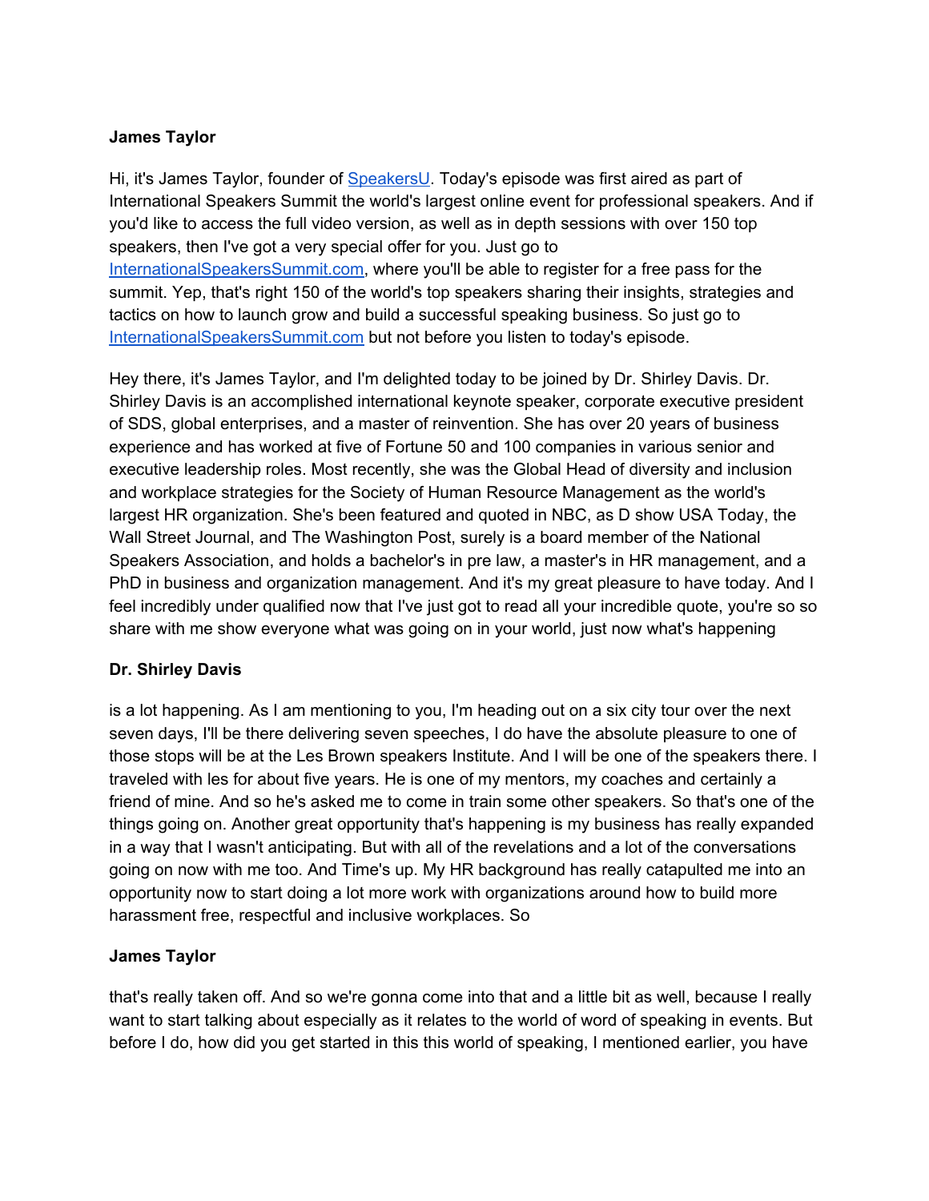**James Taylor**

Hi, it's James Taylor, founder of [SpeakersU](SpeakersU). Today's episode was first aired as part of International Speakers Summit the world's largest online event for professional speakers. And if you'd like to access the full video version, as well as in depth sessions with over 150 top speakers, then I've got a very special offer for you. Just go to [InternationalSpeakersSummit.com](InternationalSpeakersSummit.com), where you'll be able to register for a free pass for the summit. Yep, that's right 150 of the world's top speakers sharing their insights, strategies and tactics on how to launch grow and build a successful speaking business. So just go to [InternationalSpeakersSummit.com](InternationalSpeakersSummit.com) but not before you listen to today's episode.

Hey there, it's James Taylor, and I'm delighted today to be joined by Dr. Shirley Davis. Dr. Shirley Davis is an accomplished international keynote speaker, corporate executive president of SDS, global enterprises, and a master of reinvention. She has over 20 years of business experience and has worked at five of Fortune 50 and 100 companies in various senior and executive leadership roles. Most recently, she was the Global Head of diversity and inclusion and workplace strategies for the Society of Human Resource Management as the world's largest HR organization. She's been featured and quoted in NBC, as D show USA Today, the Wall Street Journal, and The Washington Post, surely is a board member of the National Speakers Association, and holds a bachelor's in pre law, a master's in HR management, and a PhD in business and organization management. And it's my great pleasure to have today. And I feel incredibly under qualified now that I've just got to read all your incredible quote, you're so so share with me show everyone what was going on in your world, just now what's happening

**Dr. Shirley Davis**

is a lot happening. As I am mentioning to you, I'm heading out on a six city tour over the next seven days, I'll be there delivering seven speeches, I do have the absolute pleasure to one of those stops will be at the Les Brown speakers Institute. And I will be one of the speakers there. I traveled with les for about five years. He is one of my mentors, my coaches and certainly a friend of mine. And so he's asked me to come in train some other speakers. So that's one of the things going on. Another great opportunity that's happening is my business has really expanded in a way that I wasn't anticipating. But with all of the revelations and a lot of the conversations going on now with me too. And Time's up. My HR background has really catapulted me into an opportunity now to start doing a lot more work with organizations around how to build more harassment free, respectful and inclusive workplaces. So

**James Taylor**

that's really taken off. And so we're gonna come into that and a little bit as well, because I really want to start talking about especially as it relates to the world of word of speaking in events. But before I do, how did you get started in this this world of speaking, I mentioned earlier, you have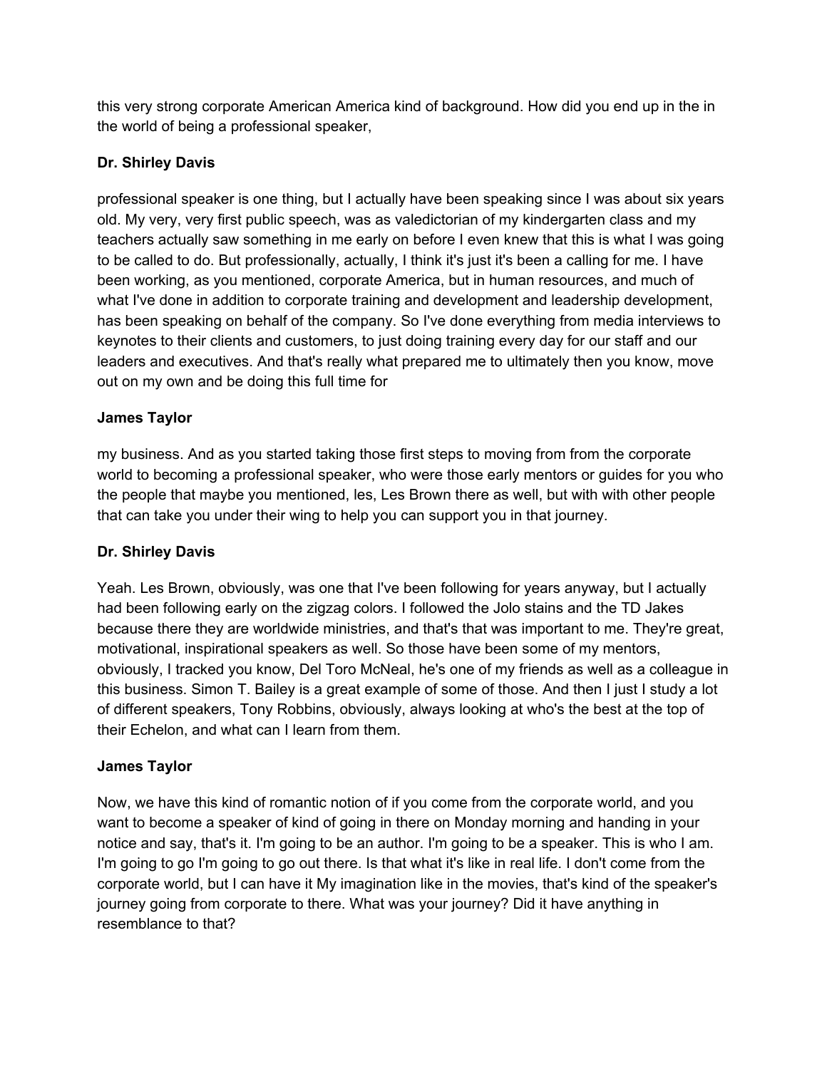this very strong corporate American America kind of background. How did you end up in the in the world of being a professional speaker,

**Dr. Shirley Davis**

professional speaker is one thing, but I actually have been speaking since I was about six years old. My very, very first public speech, was as valedictorian of my kindergarten class and my teachers actually saw something in me early on before I even knew that this is what I was going to be called to do. But professionally, actually, I think it's just it's been a calling for me. I have been working, as you mentioned, corporate America, but in human resources, and much of what I've done in addition to corporate training and development and leadership development, has been speaking on behalf of the company. So I've done everything from media interviews to keynotes to their clients and customers, to just doing training every day for our staff and our leaders and executives. And that's really what prepared me to ultimately then you know, move out on my own and be doing this full time for

**James Taylor**

my business. And as you started taking those first steps to moving from from the corporate world to becoming a professional speaker, who were those early mentors or guides for you who the people that maybe you mentioned, les, Les Brown there as well, but with with other people that can take you under their wing to help you can support you in that journey.

**Dr. Shirley Davis**

Yeah. Les Brown, obviously, was one that I've been following for years anyway, but I actually had been following early on the zigzag colors. I followed the Jolo stains and the TD Jakes because there they are worldwide ministries, and that's that was important to me. They're great, motivational, inspirational speakers as well. So those have been some of my mentors, obviously, I tracked you know, Del Toro McNeal, he's one of my friends as well as a colleague in this business. Simon T. Bailey is a great example of some of those. And then I just I study a lot of different speakers, Tony Robbins, obviously, always looking at who's the best at the top of their Echelon, and what can I learn from them.

**James Taylor**

Now, we have this kind of romantic notion of if you come from the corporate world, and you want to become a speaker of kind of going in there on Monday morning and handing in your notice and say, that's it. I'm going to be an author. I'm going to be a speaker. This is who I am. I'm going to go I'm going to go out there. Is that what it's like in real life. I don't come from the corporate world, but I can have it My imagination like in the movies, that's kind of the speaker's journey going from corporate to there. What was your journey? Did it have anything in resemblance to that?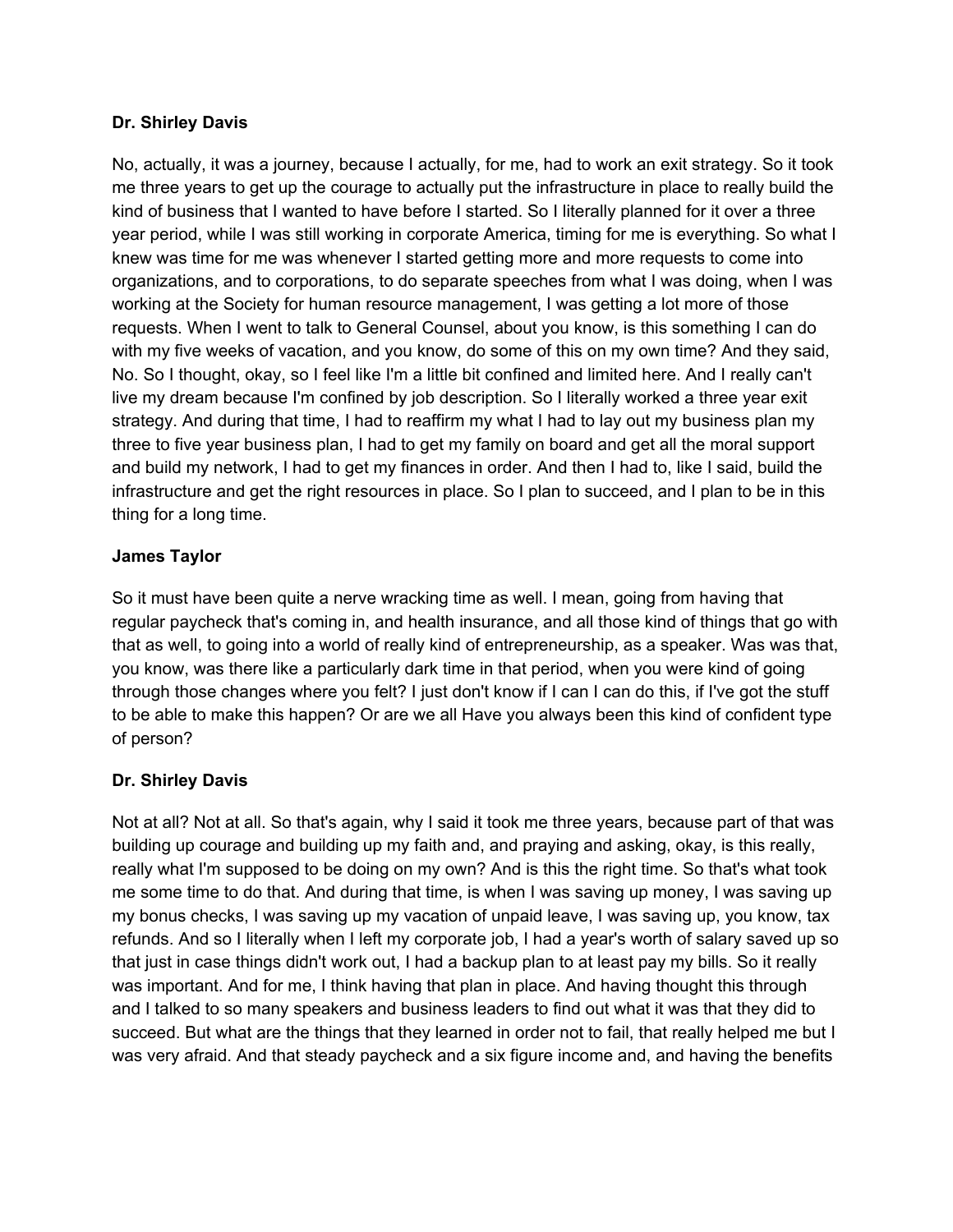**Dr. Shirley Davis**

No, actually, it was a journey, because I actually, for me, had to work an exit strategy. So it took me three years to get up the courage to actually put the infrastructure in place to really build the kind of business that I wanted to have before I started. So I literally planned for it over a three year period, while I was still working in corporate America, timing for me is everything. So what I knew was time for me was whenever I started getting more and more requests to come into organizations, and to corporations, to do separate speeches from what I was doing, when I was working at the Society for human resource management, I was getting a lot more of those requests. When I went to talk to General Counsel, about you know, is this something I can do with my five weeks of vacation, and you know, do some of this on my own time? And they said, No. So I thought, okay, so I feel like I'm a little bit confined and limited here. And I really can't live my dream because I'm confined by job description. So I literally worked a three year exit strategy. And during that time, I had to reaffirm my what I had to lay out my business plan my three to five year business plan, I had to get my family on board and get all the moral support and build my network, I had to get my finances in order. And then I had to, like I said, build the infrastructure and get the right resources in place. So I plan to succeed, and I plan to be in this thing for a long time.

**James Taylor**

So it must have been quite a nerve wracking time as well. I mean, going from having that regular paycheck that's coming in, and health insurance, and all those kind of things that go with that as well, to going into a world of really kind of entrepreneurship, as a speaker. Was was that, you know, was there like a particularly dark time in that period, when you were kind of going through those changes where you felt? I just don't know if I can I can do this, if I've got the stuff to be able to make this happen? Or are we all Have you always been this kind of confident type of person?

**Dr. Shirley Davis**

Not at all? Not at all. So that's again, why I said it took me three years, because part of that was building up courage and building up my faith and, and praying and asking, okay, is this really, really what I'm supposed to be doing on my own? And is this the right time. So that's what took me some time to do that. And during that time, is when I was saving up money, I was saving up my bonus checks, I was saving up my vacation of unpaid leave, I was saving up, you know, tax refunds. And so I literally when I left my corporate job, I had a year's worth of salary saved up so that just in case things didn't work out, I had a backup plan to at least pay my bills. So it really was important. And for me, I think having that plan in place. And having thought this through and I talked to so many speakers and business leaders to find out what it was that they did to succeed. But what are the things that they learned in order not to fail, that really helped me but I was very afraid. And that steady paycheck and a six figure income and, and having the benefits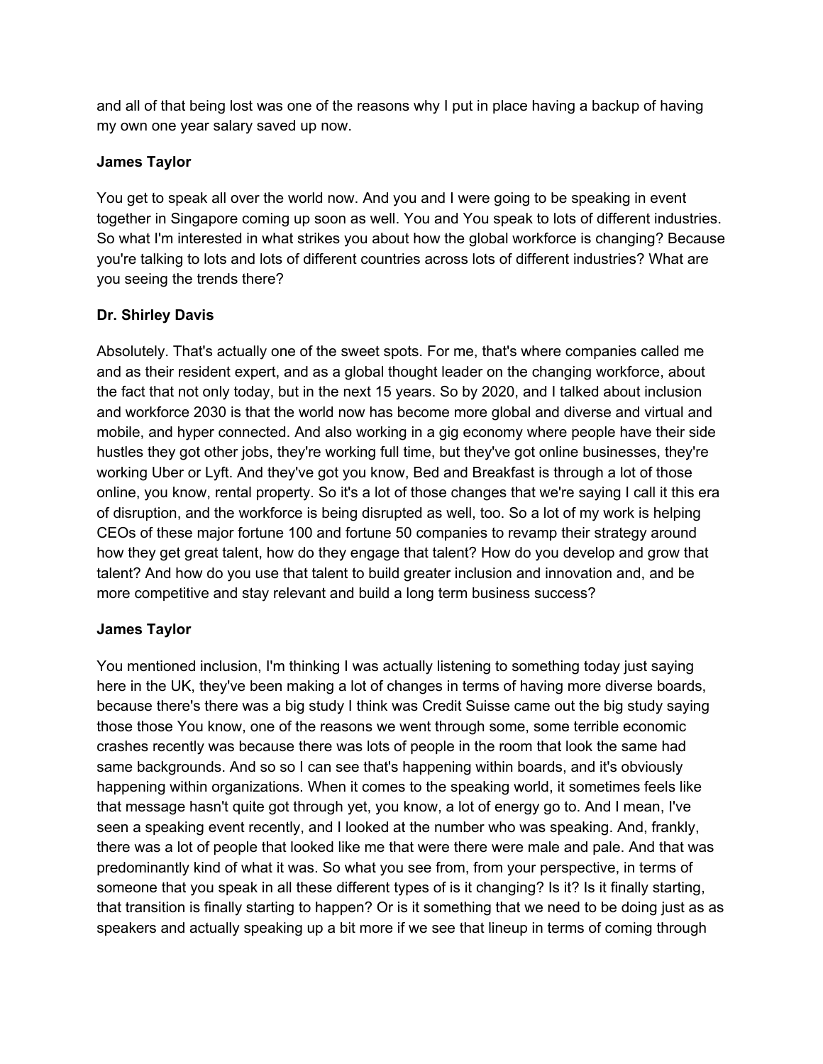and all of that being lost was one of the reasons why I put in place having a backup of having my own one year salary saved up now.

**James Taylor**

You get to speak all over the world now. And you and I were going to be speaking in event together in Singapore coming up soon as well. You and You speak to lots of different industries. So what I'm interested in what strikes you about how the global workforce is changing? Because you're talking to lots and lots of different countries across lots of different industries? What are you seeing the trends there?

**Dr. Shirley Davis**

Absolutely. That's actually one of the sweet spots. For me, that's where companies called me and as their resident expert, and as a global thought leader on the changing workforce, about the fact that not only today, but in the next 15 years. So by 2020, and I talked about inclusion and workforce 2030 is that the world now has become more global and diverse and virtual and mobile, and hyper connected. And also working in a gig economy where people have their side hustles they got other jobs, they're working full time, but they've got online businesses, they're working Uber or Lyft. And they've got you know, Bed and Breakfast is through a lot of those online, you know, rental property. So it's a lot of those changes that we're saying I call it this era of disruption, and the workforce is being disrupted as well, too. So a lot of my work is helping CEOs of these major fortune 100 and fortune 50 companies to revamp their strategy around how they get great talent, how do they engage that talent? How do you develop and grow that talent? And how do you use that talent to build greater inclusion and innovation and, and be more competitive and stay relevant and build a long term business success?

**James Taylor**

You mentioned inclusion, I'm thinking I was actually listening to something today just saying here in the UK, they've been making a lot of changes in terms of having more diverse boards, because there's there was a big study I think was Credit Suisse came out the big study saying those those You know, one of the reasons we went through some, some terrible economic crashes recently was because there was lots of people in the room that look the same had same backgrounds. And so so I can see that's happening within boards, and it's obviously happening within organizations. When it comes to the speaking world, it sometimes feels like that message hasn't quite got through yet, you know, a lot of energy go to. And I mean, I've seen a speaking event recently, and I looked at the number who was speaking. And, frankly, there was a lot of people that looked like me that were there were male and pale. And that was predominantly kind of what it was. So what you see from, from your perspective, in terms of someone that you speak in all these different types of is it changing? Is it? Is it finally starting, that transition is finally starting to happen? Or is it something that we need to be doing just as as speakers and actually speaking up a bit more if we see that lineup in terms of coming through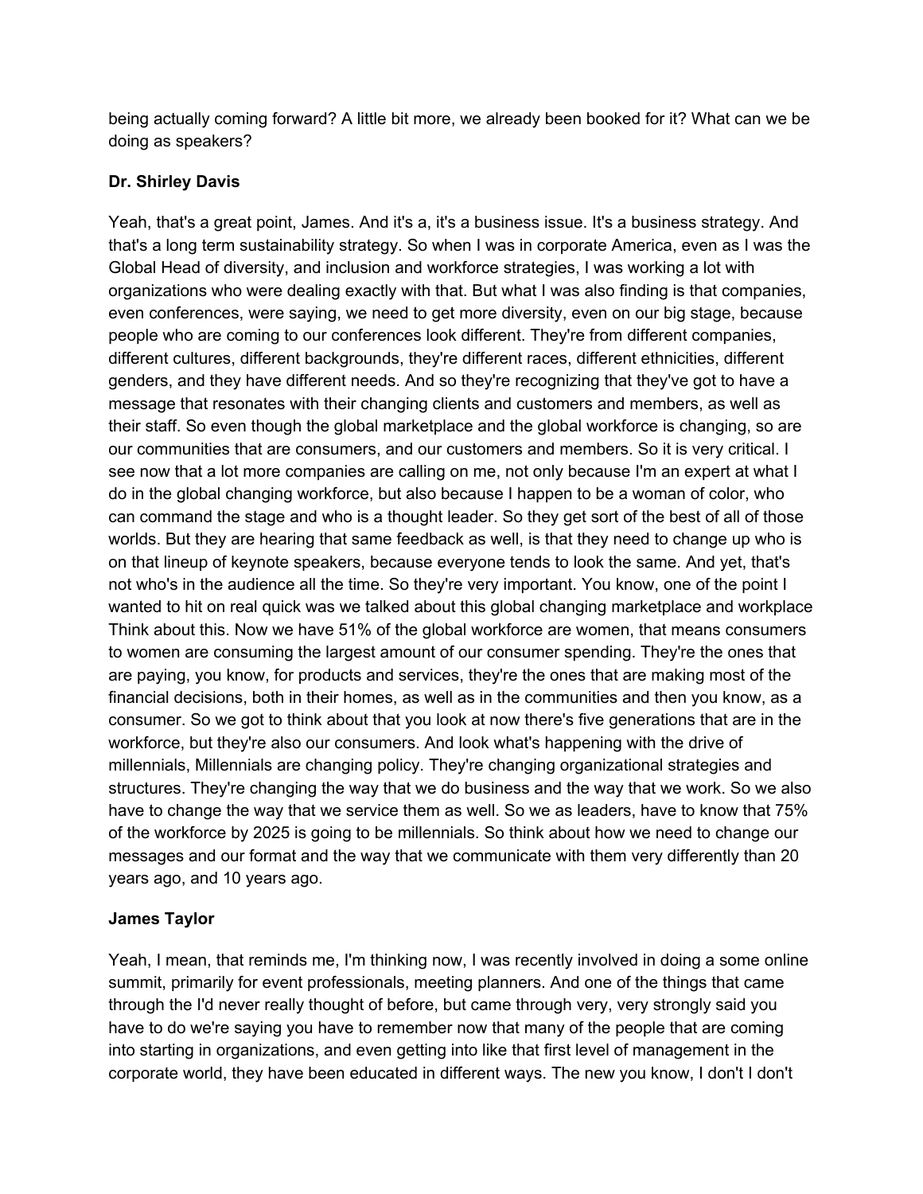being actually coming forward? A little bit more, we already been booked for it? What can we be doing as speakers?

**Dr. Shirley Davis**

Yeah, that's a great point, James. And it's a, it's a business issue. It's a business strategy. And that's a long term sustainability strategy. So when I was in corporate America, even as I was the Global Head of diversity, and inclusion and workforce strategies, I was working a lot with organizations who were dealing exactly with that. But what I was also finding is that companies, even conferences, were saying, we need to get more diversity, even on our big stage, because people who are coming to our conferences look different. They're from different companies, different cultures, different backgrounds, they're different races, different ethnicities, different genders, and they have different needs. And so they're recognizing that they've got to have a message that resonates with their changing clients and customers and members, as well as their staff. So even though the global marketplace and the global workforce is changing, so are our communities that are consumers, and our customers and members. So it is very critical. I see now that a lot more companies are calling on me, not only because I'm an expert at what I do in the global changing workforce, but also because I happen to be a woman of color, who can command the stage and who is a thought leader. So they get sort of the best of all of those worlds. But they are hearing that same feedback as well, is that they need to change up who is on that lineup of keynote speakers, because everyone tends to look the same. And yet, that's not who's in the audience all the time. So they're very important. You know, one of the point I wanted to hit on real quick was we talked about this global changing marketplace and workplace Think about this. Now we have 51% of the global workforce are women, that means consumers to women are consuming the largest amount of our consumer spending. They're the ones that are paying, you know, for products and services, they're the ones that are making most of the financial decisions, both in their homes, as well as in the communities and then you know, as a consumer. So we got to think about that you look at now there's five generations that are in the workforce, but they're also our consumers. And look what's happening with the drive of millennials, Millennials are changing policy. They're changing organizational strategies and structures. They're changing the way that we do business and the way that we work. So we also have to change the way that we service them as well. So we as leaders, have to know that 75% of the workforce by 2025 is going to be millennials. So think about how we need to change our messages and our format and the way that we communicate with them very differently than 20 years ago, and 10 years ago.

**James Taylor**

Yeah, I mean, that reminds me, I'm thinking now, I was recently involved in doing a some online summit, primarily for event professionals, meeting planners. And one of the things that came through the I'd never really thought of before, but came through very, very strongly said you have to do we're saying you have to remember now that many of the people that are coming into starting in organizations, and even getting into like that first level of management in the corporate world, they have been educated in different ways. The new you know, I don't I don't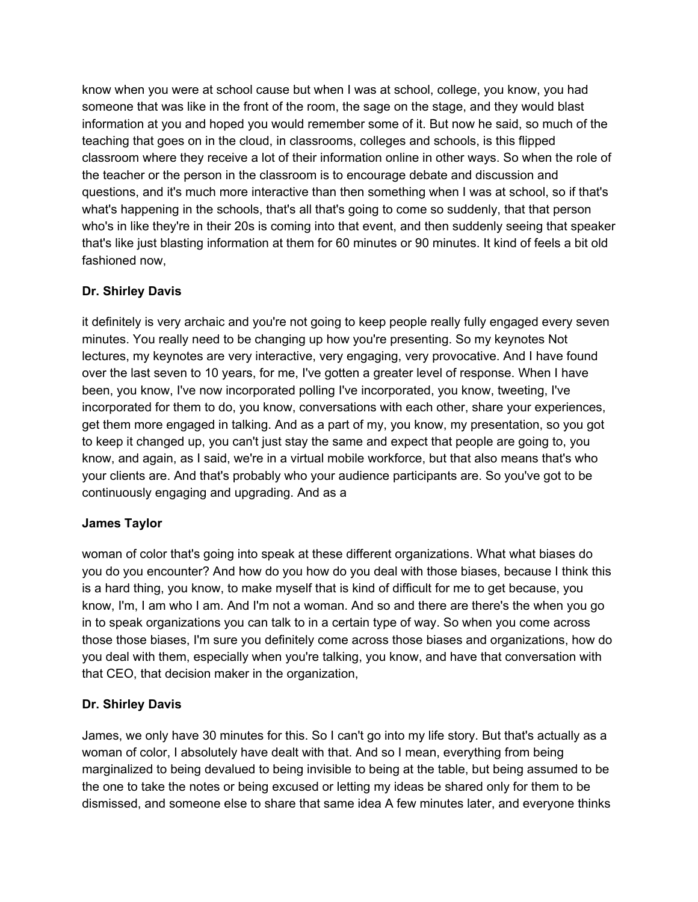know when you were at school cause but when I was at school, college, you know, you had someone that was like in the front of the room, the sage on the stage, and they would blast information at you and hoped you would remember some of it. But now he said, so much of the teaching that goes on in the cloud, in classrooms, colleges and schools, is this flipped classroom where they receive a lot of their information online in other ways. So when the role of the teacher or the person in the classroom is to encourage debate and discussion and questions, and it's much more interactive than then something when I was at school, so if that's what's happening in the schools, that's all that's going to come so suddenly, that that person who's in like they're in their 20s is coming into that event, and then suddenly seeing that speaker that's like just blasting information at them for 60 minutes or 90 minutes. It kind of feels a bit old fashioned now,

**Dr. Shirley Davis**

it definitely is very archaic and you're not going to keep people really fully engaged every seven minutes. You really need to be changing up how you're presenting. So my keynotes Not lectures, my keynotes are very interactive, very engaging, very provocative. And I have found over the last seven to 10 years, for me, I've gotten a greater level of response. When I have been, you know, I've now incorporated polling I've incorporated, you know, tweeting, I've incorporated for them to do, you know, conversations with each other, share your experiences, get them more engaged in talking. And as a part of my, you know, my presentation, so you got to keep it changed up, you can't just stay the same and expect that people are going to, you know, and again, as I said, we're in a virtual mobile workforce, but that also means that's who your clients are. And that's probably who your audience participants are. So you've got to be continuously engaging and upgrading. And as a

**James Taylor**

woman of color that's going into speak at these different organizations. What what biases do you do you encounter? And how do you how do you deal with those biases, because I think this is a hard thing, you know, to make myself that is kind of difficult for me to get because, you know, I'm, I am who I am. And I'm not a woman. And so and there are there's the when you go in to speak organizations you can talk to in a certain type of way. So when you come across those those biases, I'm sure you definitely come across those biases and organizations, how do you deal with them, especially when you're talking, you know, and have that conversation with that CEO, that decision maker in the organization,

**Dr. Shirley Davis**

James, we only have 30 minutes for this. So I can't go into my life story. But that's actually as a woman of color, I absolutely have dealt with that. And so I mean, everything from being marginalized to being devalued to being invisible to being at the table, but being assumed to be the one to take the notes or being excused or letting my ideas be shared only for them to be dismissed, and someone else to share that same idea A few minutes later, and everyone thinks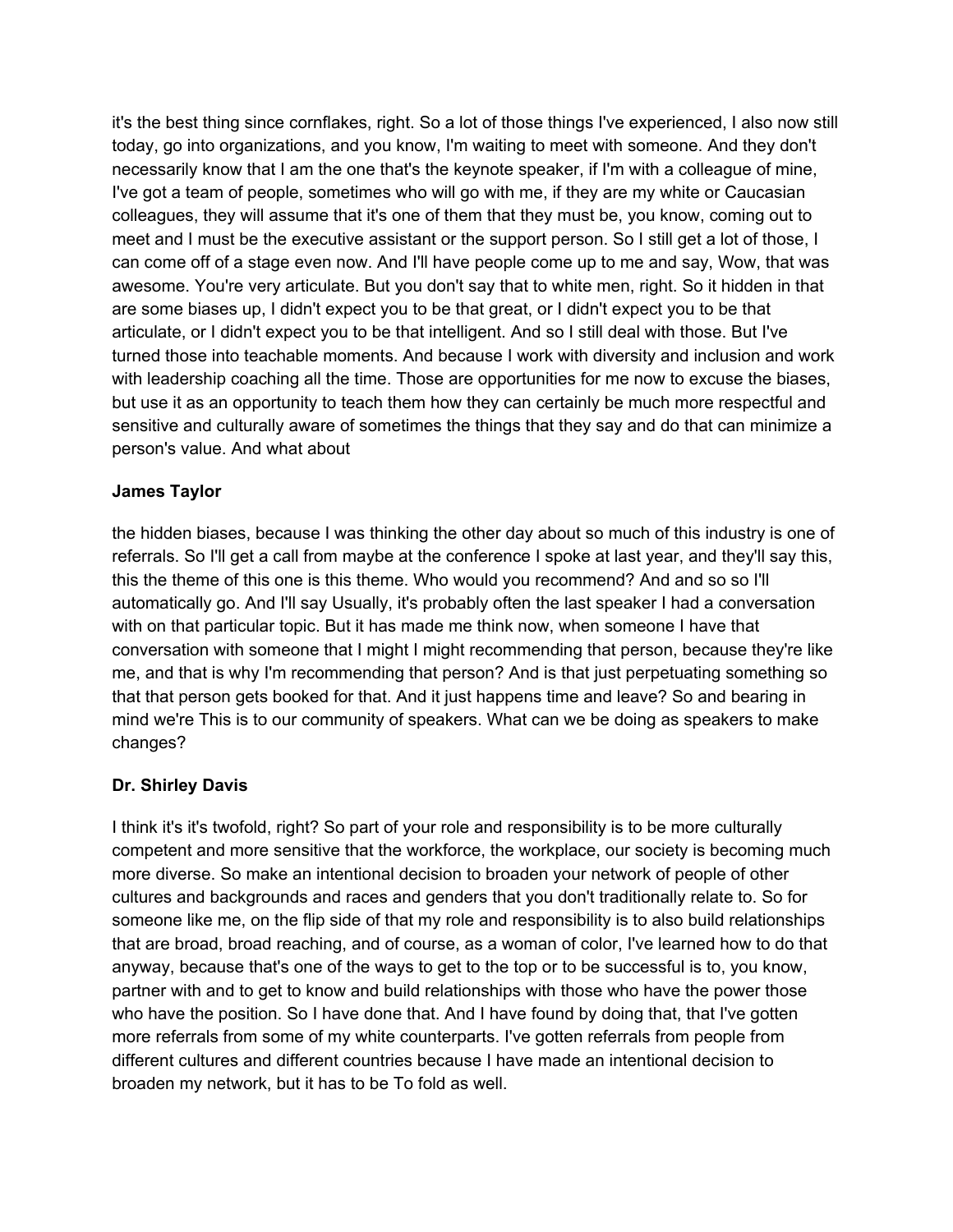it's the best thing since cornflakes, right. So a lot of those things I've experienced, I also now still today, go into organizations, and you know, I'm waiting to meet with someone. And they don't necessarily know that I am the one that's the keynote speaker, if I'm with a colleague of mine, I've got a team of people, sometimes who will go with me, if they are my white or Caucasian colleagues, they will assume that it's one of them that they must be, you know, coming out to meet and I must be the executive assistant or the support person. So I still get a lot of those, I can come off of a stage even now. And I'll have people come up to me and say, Wow, that was awesome. You're very articulate. But you don't say that to white men, right. So it hidden in that are some biases up, I didn't expect you to be that great, or I didn't expect you to be that articulate, or I didn't expect you to be that intelligent. And so I still deal with those. But I've turned those into teachable moments. And because I work with diversity and inclusion and work with leadership coaching all the time. Those are opportunities for me now to excuse the biases, but use it as an opportunity to teach them how they can certainly be much more respectful and sensitive and culturally aware of sometimes the things that they say and do that can minimize a person's value. And what about

**James Taylor**

the hidden biases, because I was thinking the other day about so much of this industry is one of referrals. So I'll get a call from maybe at the conference I spoke at last year, and they'll say this, this the theme of this one is this theme. Who would you recommend? And and so so I'll automatically go. And I'll say Usually, it's probably often the last speaker I had a conversation with on that particular topic. But it has made me think now, when someone I have that conversation with someone that I might I might recommending that person, because they're like me, and that is why I'm recommending that person? And is that just perpetuating something so that that person gets booked for that. And it just happens time and leave? So and bearing in mind we're This is to our community of speakers. What can we be doing as speakers to make changes?

**Dr. Shirley Davis**

I think it's it's twofold, right? So part of your role and responsibility is to be more culturally competent and more sensitive that the workforce, the workplace, our society is becoming much more diverse. So make an intentional decision to broaden your network of people of other cultures and backgrounds and races and genders that you don't traditionally relate to. So for someone like me, on the flip side of that my role and responsibility is to also build relationships that are broad, broad reaching, and of course, as a woman of color, I've learned how to do that anyway, because that's one of the ways to get to the top or to be successful is to, you know, partner with and to get to know and build relationships with those who have the power those who have the position. So I have done that. And I have found by doing that, that I've gotten more referrals from some of my white counterparts. I've gotten referrals from people from different cultures and different countries because I have made an intentional decision to broaden my network, but it has to be To fold as well.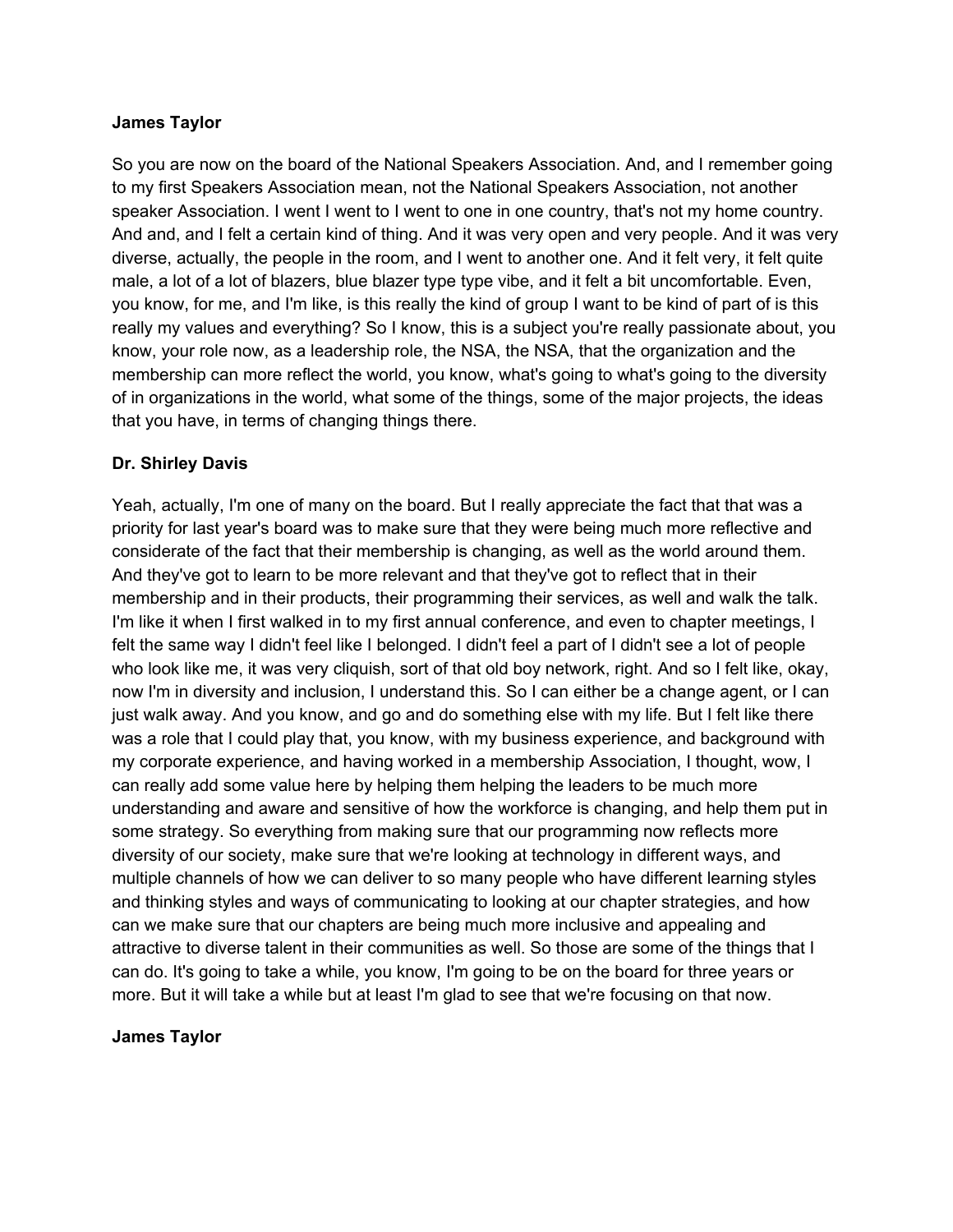**James Taylor**

So you are now on the board of the National Speakers Association. And, and I remember going to my first Speakers Association mean, not the National Speakers Association, not another speaker Association. I went I went to I went to one in one country, that's not my home country. And and, and I felt a certain kind of thing. And it was very open and very people. And it was very diverse, actually, the people in the room, and I went to another one. And it felt very, it felt quite male, a lot of a lot of blazers, blue blazer type type vibe, and it felt a bit uncomfortable. Even, you know, for me, and I'm like, is this really the kind of group I want to be kind of part of is this really my values and everything? So I know, this is a subject you're really passionate about, you know, your role now, as a leadership role, the NSA, the NSA, that the organization and the membership can more reflect the world, you know, what's going to what's going to the diversity of in organizations in the world, what some of the things, some of the major projects, the ideas that you have, in terms of changing things there.

**Dr. Shirley Davis**

Yeah, actually, I'm one of many on the board. But I really appreciate the fact that that was a priority for last year's board was to make sure that they were being much more reflective and considerate of the fact that their membership is changing, as well as the world around them. And they've got to learn to be more relevant and that they've got to reflect that in their membership and in their products, their programming their services, as well and walk the talk. I'm like it when I first walked in to my first annual conference, and even to chapter meetings, I felt the same way I didn't feel like I belonged. I didn't feel a part of I didn't see a lot of people who look like me, it was very cliquish, sort of that old boy network, right. And so I felt like, okay, now I'm in diversity and inclusion, I understand this. So I can either be a change agent, or I can just walk away. And you know, and go and do something else with my life. But I felt like there was a role that I could play that, you know, with my business experience, and background with my corporate experience, and having worked in a membership Association, I thought, wow, I can really add some value here by helping them helping the leaders to be much more understanding and aware and sensitive of how the workforce is changing, and help them put in some strategy. So everything from making sure that our programming now reflects more diversity of our society, make sure that we're looking at technology in different ways, and multiple channels of how we can deliver to so many people who have different learning styles and thinking styles and ways of communicating to looking at our chapter strategies, and how can we make sure that our chapters are being much more inclusive and appealing and attractive to diverse talent in their communities as well. So those are some of the things that I can do. It's going to take a while, you know, I'm going to be on the board for three years or more. But it will take a while but at least I'm glad to see that we're focusing on that now.

**James Taylor**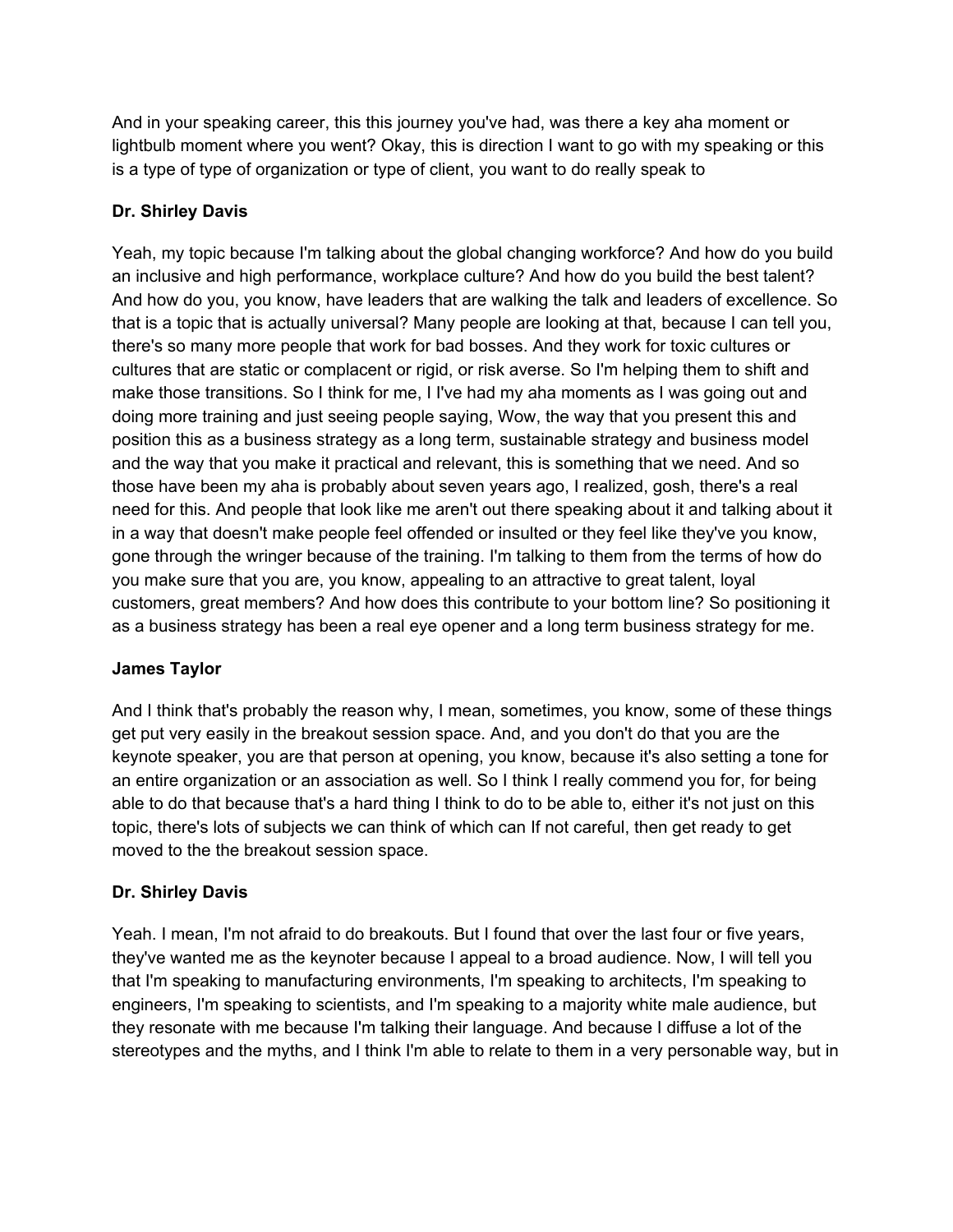And in your speaking career, this this journey you've had, was there a key aha moment or lightbulb moment where you went? Okay, this is direction I want to go with my speaking or this is a type of type of organization or type of client, you want to do really speak to

**Dr. Shirley Davis**

Yeah, my topic because I'm talking about the global changing workforce? And how do you build an inclusive and high performance, workplace culture? And how do you build the best talent? And how do you, you know, have leaders that are walking the talk and leaders of excellence. So that is a topic that is actually universal? Many people are looking at that, because I can tell you, there's so many more people that work for bad bosses. And they work for toxic cultures or cultures that are static or complacent or rigid, or risk averse. So I'm helping them to shift and make those transitions. So I think for me, I I've had my aha moments as I was going out and doing more training and just seeing people saying, Wow, the way that you present this and position this as a business strategy as a long term, sustainable strategy and business model and the way that you make it practical and relevant, this is something that we need. And so those have been my aha is probably about seven years ago, I realized, gosh, there's a real need for this. And people that look like me aren't out there speaking about it and talking about it in a way that doesn't make people feel offended or insulted or they feel like they've you know, gone through the wringer because of the training. I'm talking to them from the terms of how do you make sure that you are, you know, appealing to an attractive to great talent, loyal customers, great members? And how does this contribute to your bottom line? So positioning it as a business strategy has been a real eye opener and a long term business strategy for me.

**James Taylor**

And I think that's probably the reason why, I mean, sometimes, you know, some of these things get put very easily in the breakout session space. And, and you don't do that you are the keynote speaker, you are that person at opening, you know, because it's also setting a tone for an entire organization or an association as well. So I think I really commend you for, for being able to do that because that's a hard thing I think to do to be able to, either it's not just on this topic, there's lots of subjects we can think of which can If not careful, then get ready to get moved to the the breakout session space.

**Dr. Shirley Davis**

Yeah. I mean, I'm not afraid to do breakouts. But I found that over the last four or five years, they've wanted me as the keynoter because I appeal to a broad audience. Now, I will tell you that I'm speaking to manufacturing environments, I'm speaking to architects, I'm speaking to engineers, I'm speaking to scientists, and I'm speaking to a majority white male audience, but they resonate with me because I'm talking their language. And because I diffuse a lot of the stereotypes and the myths, and I think I'm able to relate to them in a very personable way, but in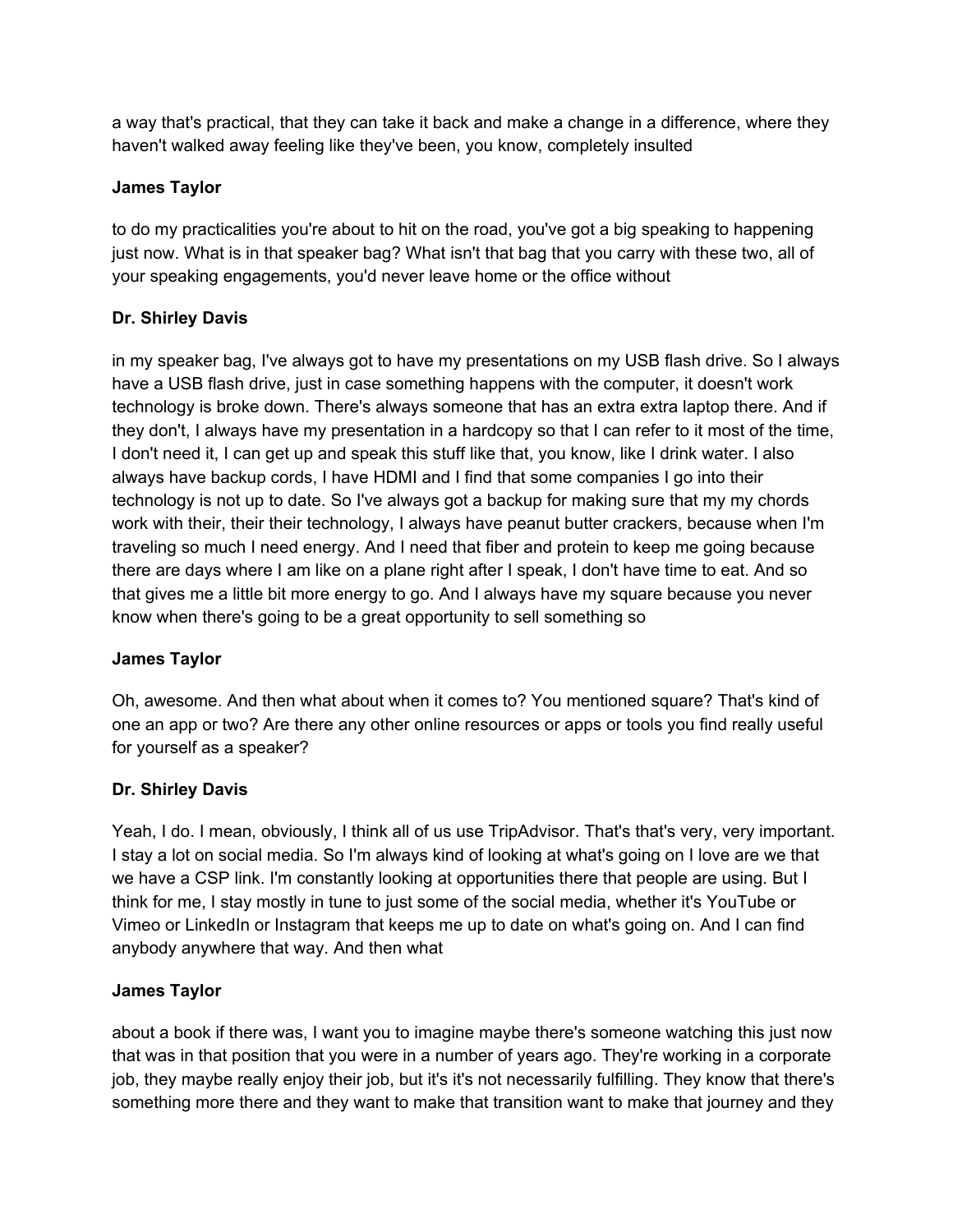a way that's practical, that they can take it back and make a change in a difference, where they haven't walked away feeling like they've been, you know, completely insulted

**James Taylor**

to do my practicalities you're about to hit on the road, you've got a big speaking to happening just now. What is in that speaker bag? What isn't that bag that you carry with these two, all of your speaking engagements, you'd never leave home or the office without

**Dr. Shirley Davis**

in my speaker bag, I've always got to have my presentations on my USB flash drive. So I always have a USB flash drive, just in case something happens with the computer, it doesn't work technology is broke down. There's always someone that has an extra extra laptop there. And if they don't, I always have my presentation in a hardcopy so that I can refer to it most of the time, I don't need it, I can get up and speak this stuff like that, you know, like I drink water. I also always have backup cords, I have HDMI and I find that some companies I go into their technology is not up to date. So I've always got a backup for making sure that my my chords work with their, their their technology, I always have peanut butter crackers, because when I'm traveling so much I need energy. And I need that fiber and protein to keep me going because there are days where I am like on a plane right after I speak, I don't have time to eat. And so that gives me a little bit more energy to go. And I always have my square because you never know when there's going to be a great opportunity to sell something so

**James Taylor**

Oh, awesome. And then what about when it comes to? You mentioned square? That's kind of one an app or two? Are there any other online resources or apps or tools you find really useful for yourself as a speaker?

**Dr. Shirley Davis**

Yeah, I do. I mean, obviously, I think all of us use TripAdvisor. That's that's very, very important. I stay a lot on social media. So I'm always kind of looking at what's going on I love are we that we have a CSP link. I'm constantly looking at opportunities there that people are using. But I think for me, I stay mostly in tune to just some of the social media, whether it's YouTube or Vimeo or LinkedIn or Instagram that keeps me up to date on what's going on. And I can find anybody anywhere that way. And then what

**James Taylor**

about a book if there was, I want you to imagine maybe there's someone watching this just now that was in that position that you were in a number of years ago. They're working in a corporate job, they maybe really enjoy their job, but it's it's not necessarily fulfilling. They know that there's something more there and they want to make that transition want to make that journey and they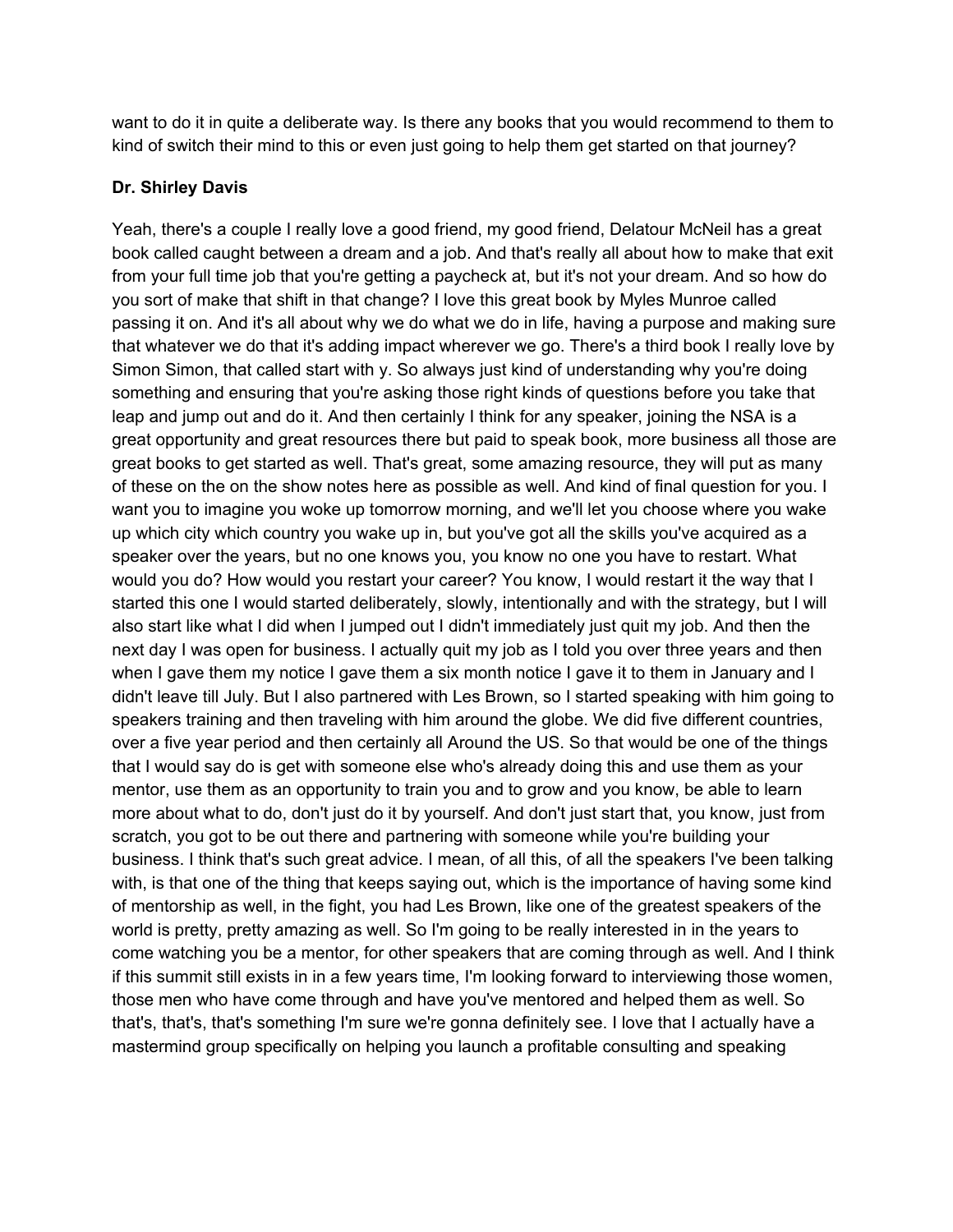want to do it in quite a deliberate way. Is there any books that you would recommend to them to kind of switch their mind to this or even just going to help them get started on that journey?

**Dr. Shirley Davis**

Yeah, there's a couple I really love a good friend, my good friend, Delatour McNeil has a great book called caught between a dream and a job. And that's really all about how to make that exit from your full time job that you're getting a paycheck at, but it's not your dream. And so how do you sort of make that shift in that change? I love this great book by Myles Munroe called passing it on. And it's all about why we do what we do in life, having a purpose and making sure that whatever we do that it's adding impact wherever we go. There's a third book I really love by Simon Simon, that called start with y. So always just kind of understanding why you're doing something and ensuring that you're asking those right kinds of questions before you take that leap and jump out and do it. And then certainly I think for any speaker, joining the NSA is a great opportunity and great resources there but paid to speak book, more business all those are great books to get started as well. That's great, some amazing resource, they will put as many of these on the on the show notes here as possible as well. And kind of final question for you. I want you to imagine you woke up tomorrow morning, and we'll let you choose where you wake up which city which country you wake up in, but you've got all the skills you've acquired as a speaker over the years, but no one knows you, you know no one you have to restart. What would you do? How would you restart your career? You know, I would restart it the way that I started this one I would started deliberately, slowly, intentionally and with the strategy, but I will also start like what I did when I jumped out I didn't immediately just quit my job. And then the next day I was open for business. I actually quit my job as I told you over three years and then when I gave them my notice I gave them a six month notice I gave it to them in January and I didn't leave till July. But I also partnered with Les Brown, so I started speaking with him going to speakers training and then traveling with him around the globe. We did five different countries, over a five year period and then certainly all Around the US. So that would be one of the things that I would say do is get with someone else who's already doing this and use them as your mentor, use them as an opportunity to train you and to grow and you know, be able to learn more about what to do, don't just do it by yourself. And don't just start that, you know, just from scratch, you got to be out there and partnering with someone while you're building your business. I think that's such great advice. I mean, of all this, of all the speakers I've been talking with, is that one of the thing that keeps saying out, which is the importance of having some kind of mentorship as well, in the fight, you had Les Brown, like one of the greatest speakers of the world is pretty, pretty amazing as well. So I'm going to be really interested in in the years to come watching you be a mentor, for other speakers that are coming through as well. And I think if this summit still exists in in a few years time, I'm looking forward to interviewing those women, those men who have come through and have you've mentored and helped them as well. So that's, that's, that's something I'm sure we're gonna definitely see. I love that I actually have a mastermind group specifically on helping you launch a profitable consulting and speaking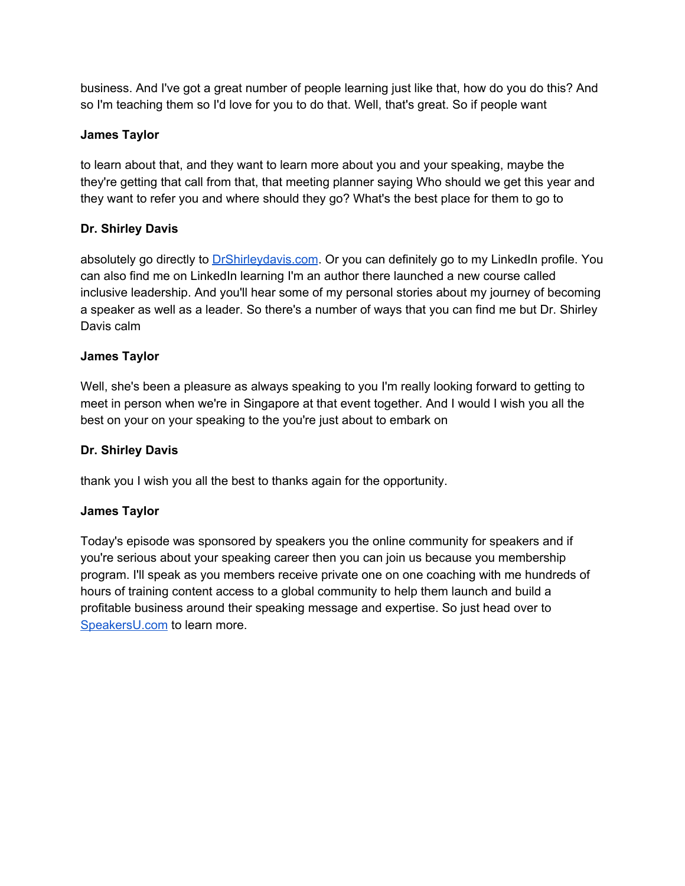business. And I've got a great number of people learning just like that, how do you do this? And so I'm teaching them so I'd love for you to do that. Well, that's great. So if people want

**James Taylor**

to learn about that, and they want to learn more about you and your speaking, maybe the they're getting that call from that, that meeting planner saying Who should we get this year and they want to refer you and where should they go? What's the best place for them to go to

**Dr. Shirley Davis**

absolutely go directly to [DrShirleydavis.com](DrShirleydavis.com). Or you can definitely go to my LinkedIn profile. You can also find me on LinkedIn learning I'm an author there launched a new course called inclusive leadership. And you'll hear some of my personal stories about my journey of becoming a speaker as well as a leader. So there's a number of ways that you can find me but Dr. Shirley Davis calm

**James Taylor**

Well, she's been a pleasure as always speaking to you I'm really looking forward to getting to meet in person when we're in Singapore at that event together. And I would I wish you all the best on your on your speaking to the you're just about to embark on

**Dr. Shirley Davis**

thank you I wish you all the best to thanks again for the opportunity.

**James Taylor**

Today's episode was sponsored by speakers you the online community for speakers and if you're serious about your speaking career then you can join us because you membership program. I'll speak as you members receive private one on one coaching with me hundreds of hours of training content access to a global community to help them launch and build a profitable business around their speaking message and expertise. So just head over to [SpeakersU.com](SpeakersU.com) to learn more.